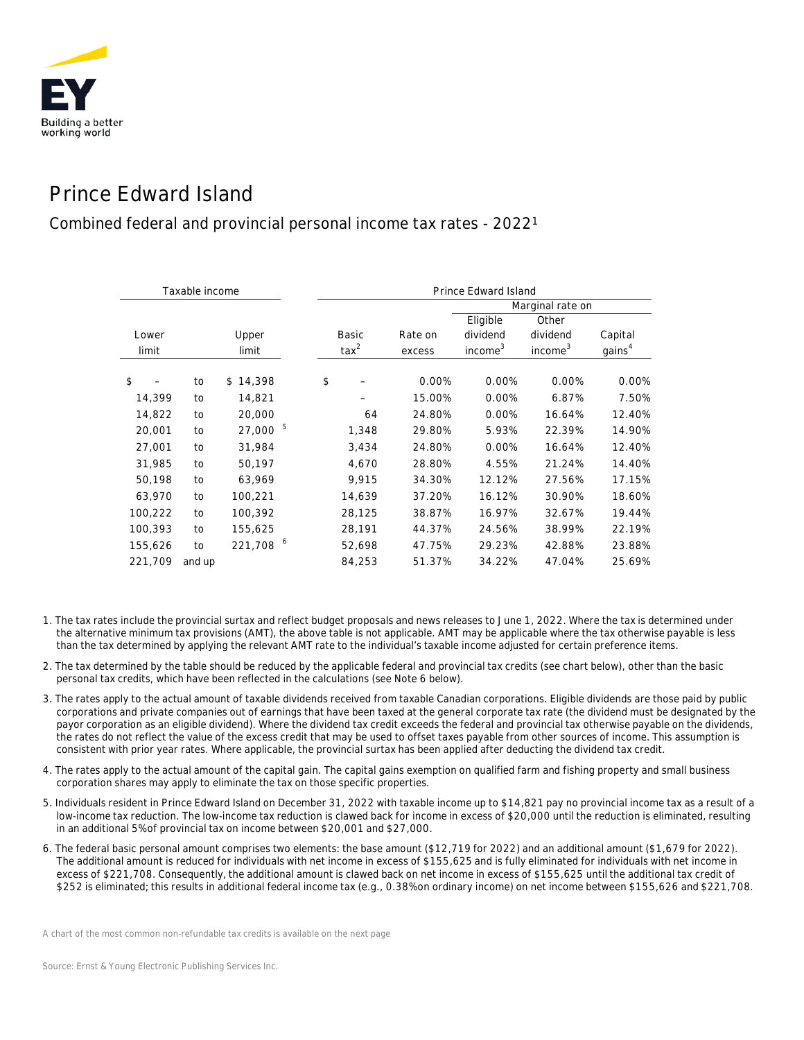# Prince Edward Island

## Combined federal and provincial personal income tax rates - 2022[1]

| Taxable income | | | Prince Edward Island | | | | |
|---|---|---|---|---|---|---|---|
| | | | | | Marginal rate on | | |
| Lower limit | | Upper limit | Basic tax[2] | Rate on excess | Eligible dividend income[3] | Other dividend income[3] | Capital gains[4] |
| $ – | to | $ 14,398 | $ – | 0.00% | 0.00% | 0.00% | 0.00% |
| 14,399 | to | 14,821 | – | 15.00% | 0.00% | 6.87% | 7.50% |
| 14,822 | to | 20,000 | 64 | 24.80% | 0.00% | 16.64% | 12.40% |
| 20,001 | to | 27,000 [5] | 1,348 | 29.80% | 5.93% | 22.39% | 14.90% |
| 27,001 | to | 31,984 | 3,434 | 24.80% | 0.00% | 16.64% | 12.40% |
| 31,985 | to | 50,197 | 4,670 | 28.80% | 4.55% | 21.24% | 14.40% |
| 50,198 | to | 63,969 | 9,915 | 34.30% | 12.12% | 27.56% | 17.15% |
| 63,970 | to | 100,221 | 14,639 | 37.20% | 16.12% | 30.90% | 18.60% |
| 100,222 | to | 100,392 | 28,125 | 38.87% | 16.97% | 32.67% | 19.44% |
| 100,393 | to | 155,625 | 28,191 | 44.37% | 24.56% | 38.99% | 22.19% |
| 155,626 | to | 221,708 [6] | 52,698 | 47.75% | 29.23% | 42.88% | 23.88% |
| 221,709 | and up | | 84,253 | 51.37% | 34.22% | 47.04% | 25.69% |

1. The tax rates include the provincial surtax and reflect budget proposals and news releases to June 1, 2022. Where the tax is determined under the alternative minimum tax provisions (AMT), the above table is not applicable. AMT may be applicable where the tax otherwise payable is less than the tax determined by applying the relevant AMT rate to the individual's taxable income adjusted for certain preference items.
2. The tax determined by the table should be reduced by the applicable federal and provincial tax credits (see chart below), other than the basic personal tax credits, which have been reflected in the calculations (see Note 6 below).
3. The rates apply to the actual amount of taxable dividends received from taxable Canadian corporations. Eligible dividends are those paid by public corporations and private companies out of earnings that have been taxed at the general corporate tax rate (the dividend must be designated by the payor corporation as an eligible dividend). Where the dividend tax credit exceeds the federal and provincial tax otherwise payable on the dividends, the rates do not reflect the value of the excess credit that may be used to offset taxes payable from other sources of income. This assumption is consistent with prior year rates. Where applicable, the provincial surtax has been applied after deducting the dividend tax credit.
4. The rates apply to the actual amount of the capital gain. The capital gains exemption on qualified farm and fishing property and small business corporation shares may apply to eliminate the tax on those specific properties.
5. Individuals resident in Prince Edward Island on December 31, 2022 with taxable income up to $14,821 pay no provincial income tax as a result of a low-income tax reduction. The low-income tax reduction is clawed back for income in excess of $20,000 until the reduction is eliminated, resulting in an additional 5% of provincial tax on income between $20,001 and $27,000.
6. The federal basic personal amount comprises two elements: the base amount ($12,719 for 2022) and an additional amount ($1,679 for 2022). The additional amount is reduced for individuals with net income in excess of $155,625 and is fully eliminated for individuals with net income in excess of $221,708. Consequently, the additional amount is clawed back on net income in excess of $155,625 until the additional tax credit of $252 is eliminated; this results in additional federal income tax (e.g., 0.38% on ordinary income) on net income between $155,626 and $221,708.

A chart of the most common non-refundable tax credits is available on the next page

Source: Ernst & Young Electronic Publishing Services Inc.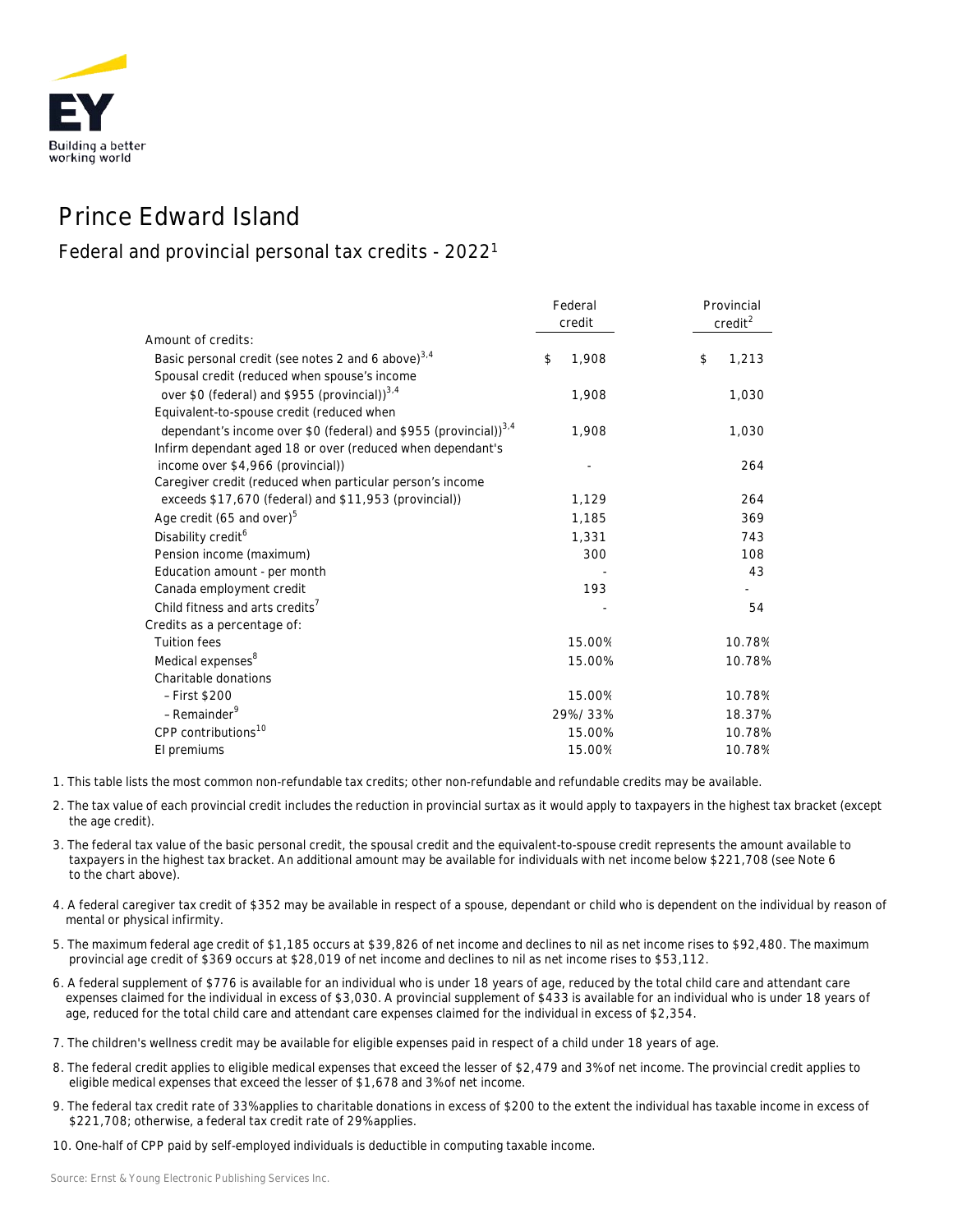# Prince Edward Island

## Federal and provincial personal tax credits - 2022[1]

| | Federal credit | Provincial credit[2] |
|---|---|---|
| Amount of credits: | | |
| Basic personal credit (see notes 2 and 6 above)[3,4] | $ 1,908 | $ 1,213 |
| Spousal credit (reduced when spouse's income over $0 (federal) and $955 (provincial))[3,4] | 1,908 | 1,030 |
| Equivalent-to-spouse credit (reduced when dependant's income over $0 (federal) and $955 (provincial))[3,4] | 1,908 | 1,030 |
| Infirm dependant aged 18 or over (reduced when dependant's income over $4,966 (provincial)) | - | 264 |
| Caregiver credit (reduced when particular person's income exceeds $17,670 (federal) and $11,953 (provincial)) | 1,129 | 264 |
| Age credit (65 and over)[5] | 1,185 | 369 |
| Disability credit[6] | 1,331 | 743 |
| Pension income (maximum) | 300 | 108 |
| Education amount - per month | - | 43 |
| Canada employment credit | 193 | - |
| Child fitness and arts credits[7] | - | 54 |
| Credits as a percentage of: | | |
| Tuition fees | 15.00% | 10.78% |
| Medical expenses[8] | 15.00% | 10.78% |
| Charitable donations | | |
| – First $200 | 15.00% | 10.78% |
| – Remainder[9] | 29%/ 33% | 18.37% |
| CPP contributions[10] | 15.00% | 10.78% |
| EI premiums | 15.00% | 10.78% |

1. This table lists the most common non-refundable tax credits; other non-refundable and refundable credits may be available.
2. The tax value of each provincial credit includes the reduction in provincial surtax as it would apply to taxpayers in the highest tax bracket (except the age credit).
3. The federal tax value of the basic personal credit, the spousal credit and the equivalent-to-spouse credit represents the amount available to taxpayers in the highest tax bracket. An additional amount may be available for individuals with net income below $221,708 (see Note 6 to the chart above).
4. A federal caregiver tax credit of $352 may be available in respect of a spouse, dependant or child who is dependent on the individual by reason of mental or physical infirmity.
5. The maximum federal age credit of $1,185 occurs at $39,826 of net income and declines to nil as net income rises to $92,480. The maximum provincial age credit of $369 occurs at $28,019 of net income and declines to nil as net income rises to $53,112.
6. A federal supplement of $776 is available for an individual who is under 18 years of age, reduced by the total child care and attendant care expenses claimed for the individual in excess of $3,030. A provincial supplement of $433 is available for an individual who is under 18 years of age, reduced for the total child care and attendant care expenses claimed for the individual in excess of $2,354.
7. The children's wellness credit may be available for eligible expenses paid in respect of a child under 18 years of age.
8. The federal credit applies to eligible medical expenses that exceed the lesser of $2,479 and 3% of net income. The provincial credit applies to eligible medical expenses that exceed the lesser of $1,678 and 3% of net income.
9. The federal tax credit rate of 33% applies to charitable donations in excess of $200 to the extent the individual has taxable income in excess of $221,708; otherwise, a federal tax credit rate of 29% applies.
10. One-half of CPP paid by self-employed individuals is deductible in computing taxable income.

Source: Ernst & Young Electronic Publishing Services Inc.